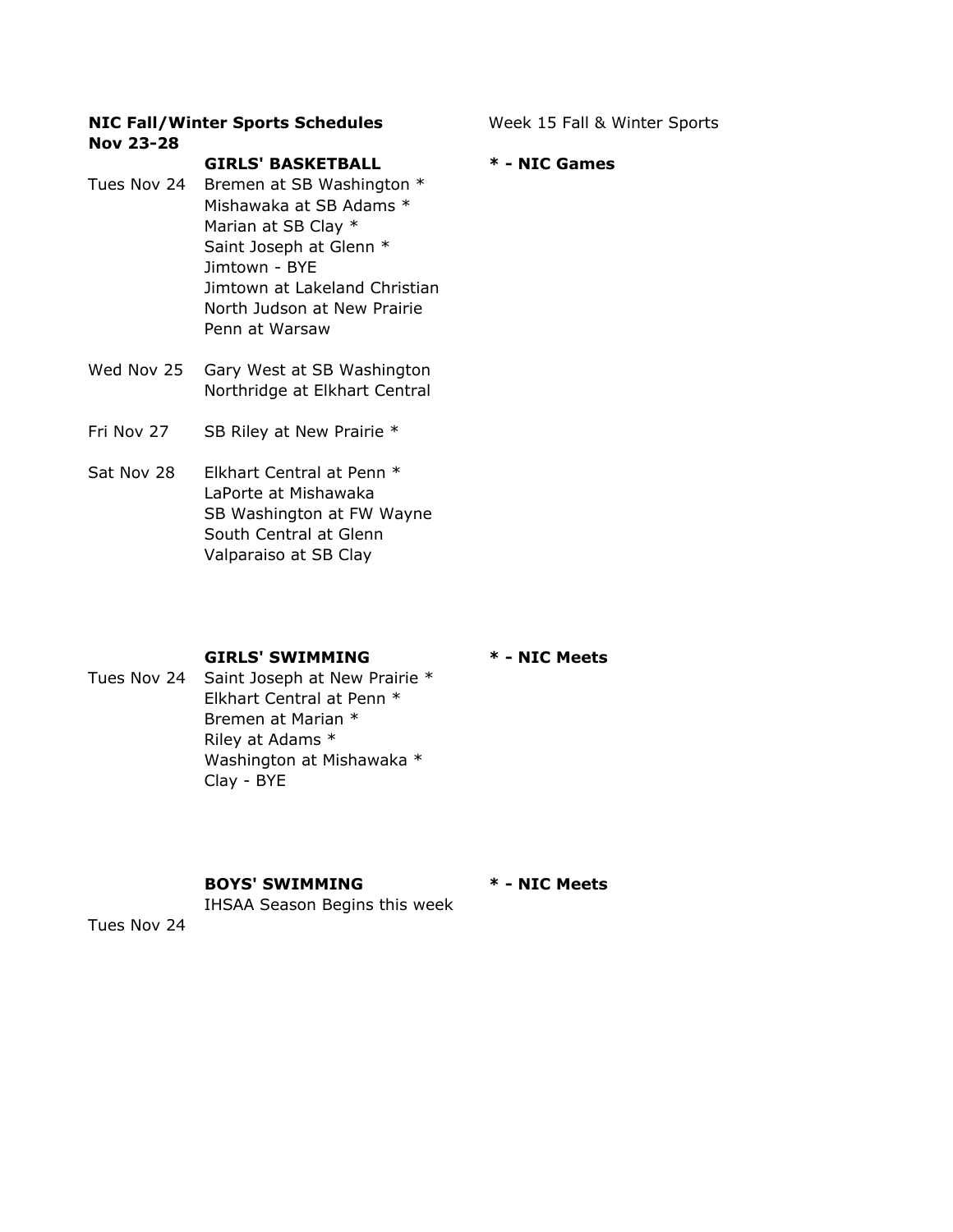**NIC Fall/Winter Sports Schedules**
**Nov 23-28**

Week 15 Fall & Winter Sports

## GIRLS' BASKETBALL

**\* - NIC Games**

Tues Nov 24
- Bremen at SB Washington *
- Mishawaka at SB Adams *
- Marian at SB Clay *
- Saint Joseph at Glenn *
- Jimtown - BYE
- Jimtown at Lakeland Christian
- North Judson at New Prairie
- Penn at Warsaw

Wed Nov 25
- Gary West at SB Washington
- Northridge at Elkhart Central

Fri Nov 27
- SB Riley at New Prairie *

Sat Nov 28
- Elkhart Central at Penn *
- LaPorte at Mishawaka
- SB Washington at FW Wayne
- South Central at Glenn
- Valparaiso at SB Clay

## GIRLS' SWIMMING

**\* - NIC Meets**

Tues Nov 24
- Saint Joseph at New Prairie *
- Elkhart Central at Penn *
- Bremen at Marian *
- Riley at Adams *
- Washington at Mishawaka *
- Clay - BYE

## BOYS' SWIMMING

**\* - NIC Meets**

IHSAA Season Begins this week

Tues Nov 24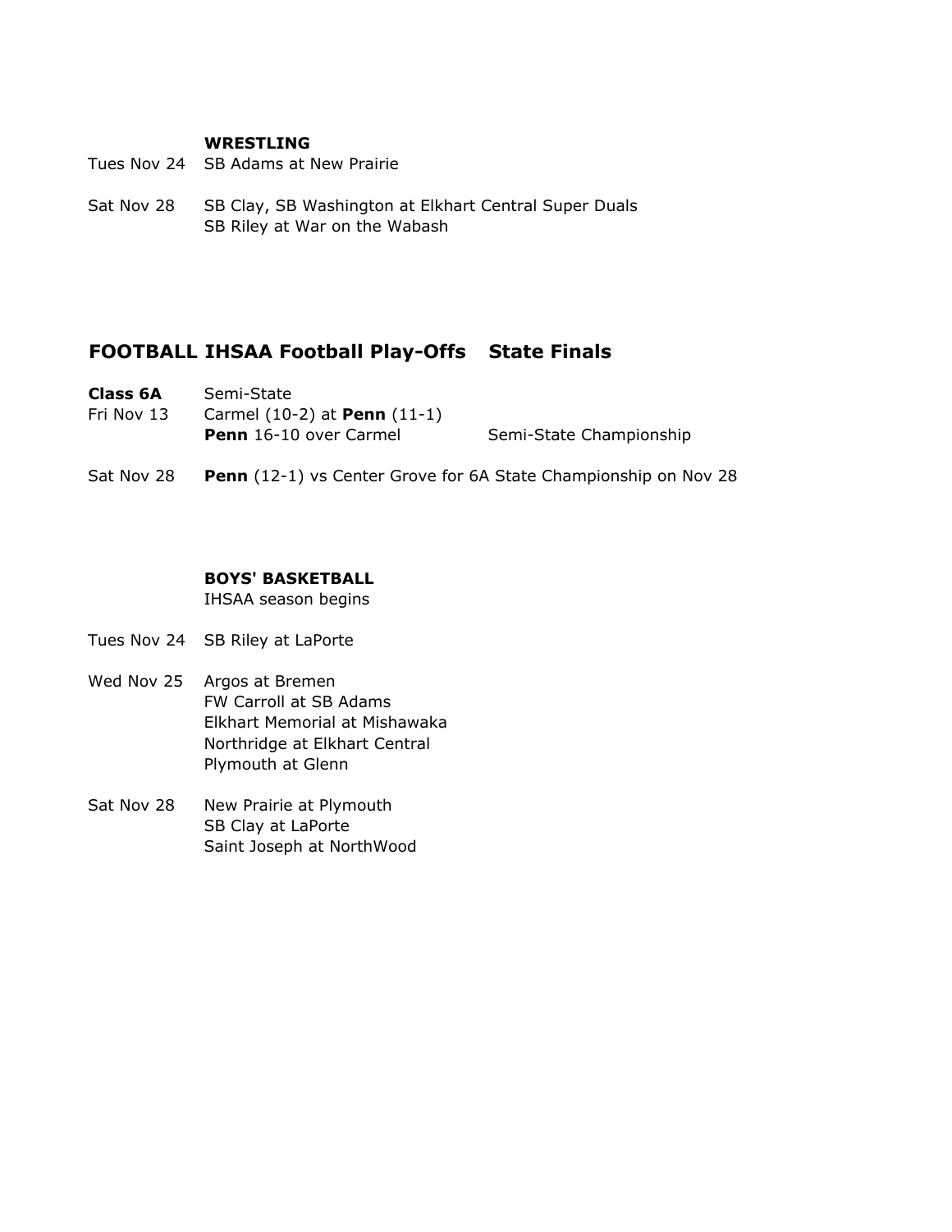### WRESTLING

| | |
|---|---|
| Tues Nov 24 | SB Adams at New Prairie |
| Sat Nov 28 | SB Clay, SB Washington at Elkhart Central Super Duals<br>SB Riley at War on the Wabash |

## FOOTBALL IHSAA Football Play-Offs State Finals

| | | |
|---|---|---|
| **Class 6A** | Semi-State | |
| Fri Nov 13 | Carmel (10-2) at **Penn** (11-1) | |
| | **Penn** 16-10 over Carmel | Semi-State Championship |
| Sat Nov 28 | **Penn** (12-1) vs Center Grove for 6A State Championship on Nov 28 | |

### BOYS' BASKETBALL

IHSAA season begins

| | |
|---|---|
| Tues Nov 24 | SB Riley at LaPorte |
| Wed Nov 25 | Argos at Bremen<br>FW Carroll at SB Adams<br>Elkhart Memorial at Mishawaka<br>Northridge at Elkhart Central<br>Plymouth at Glenn |
| Sat Nov 28 | New Prairie at Plymouth<br>SB Clay at LaPorte<br>Saint Joseph at NorthWood |